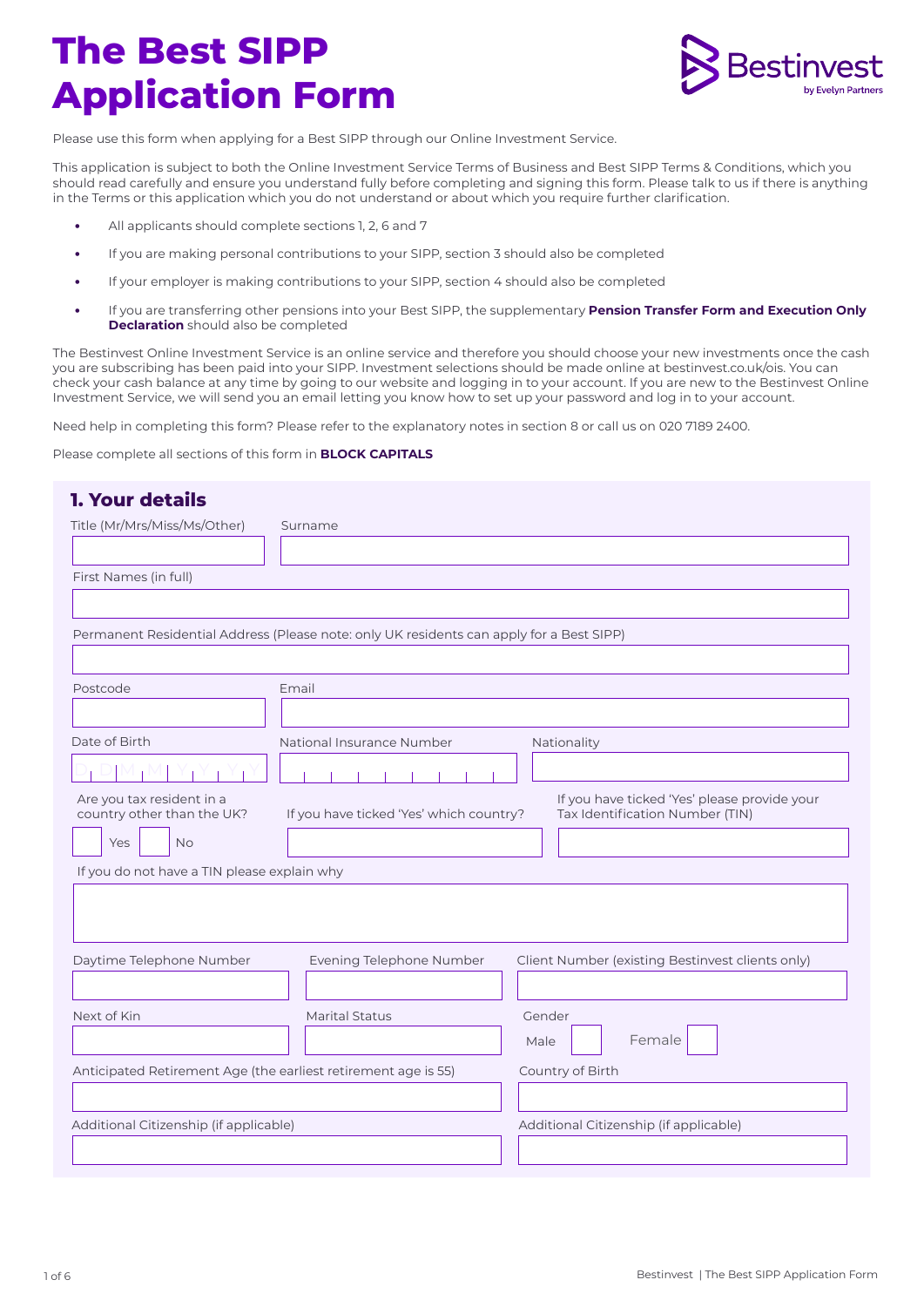# The Best SIPP Application Form

Bestinvest
by Evelyn Partners

Please use this form when applying for a Best SIPP through our Online Investment Service.

This application is subject to both the Online Investment Service Terms of Business and Best SIPP Terms & Conditions, which you should read carefully and ensure you understand fully before completing and signing this form. Please talk to us if there is anything in the Terms or this application which you do not understand or about which you require further clarification.

- All applicants should complete sections 1, 2, 6 and 7
- If you are making personal contributions to your SIPP, section 3 should also be completed
- If your employer is making contributions to your SIPP, section 4 should also be completed
- If you are transferring other pensions into your Best SIPP, the supplementary **Pension Transfer Form and Execution Only Declaration** should also be completed

The Bestinvest Online Investment Service is an online service and therefore you should choose your new investments once the cash you are subscribing has been paid into your SIPP. Investment selections should be made online at bestinvest.co.uk/ois. You can check your cash balance at any time by going to our website and logging in to your account. If you are new to the Bestinvest Online Investment Service, we will send you an email letting you know how to set up your password and log in to your account.

Need help in completing this form? Please refer to the explanatory notes in section 8 or call us on 020 7189 2400.

Please complete all sections of this form in **BLOCK CAPITALS**

## 1. Your details

Title (Mr/Mrs/Miss/Ms/Other)

Surname

First Names (in full)

Permanent Residential Address (Please note: only UK residents can apply for a Best SIPP)

Postcode

Email

Date of Birth D D M M Y Y Y Y

National Insurance Number

Nationality

Are you tax resident in a country other than the UK? Yes ☐ No ☐

If you have ticked 'Yes' which country?

If you have ticked 'Yes' please provide your Tax Identification Number (TIN)

If you do not have a TIN please explain why

Daytime Telephone Number

Evening Telephone Number

Client Number (existing Bestinvest clients only)

Next of Kin

Marital Status

Gender Male ☐ Female ☐

Anticipated Retirement Age (the earliest retirement age is 55)

Country of Birth

Additional Citizenship (if applicable)

Additional Citizenship (if applicable)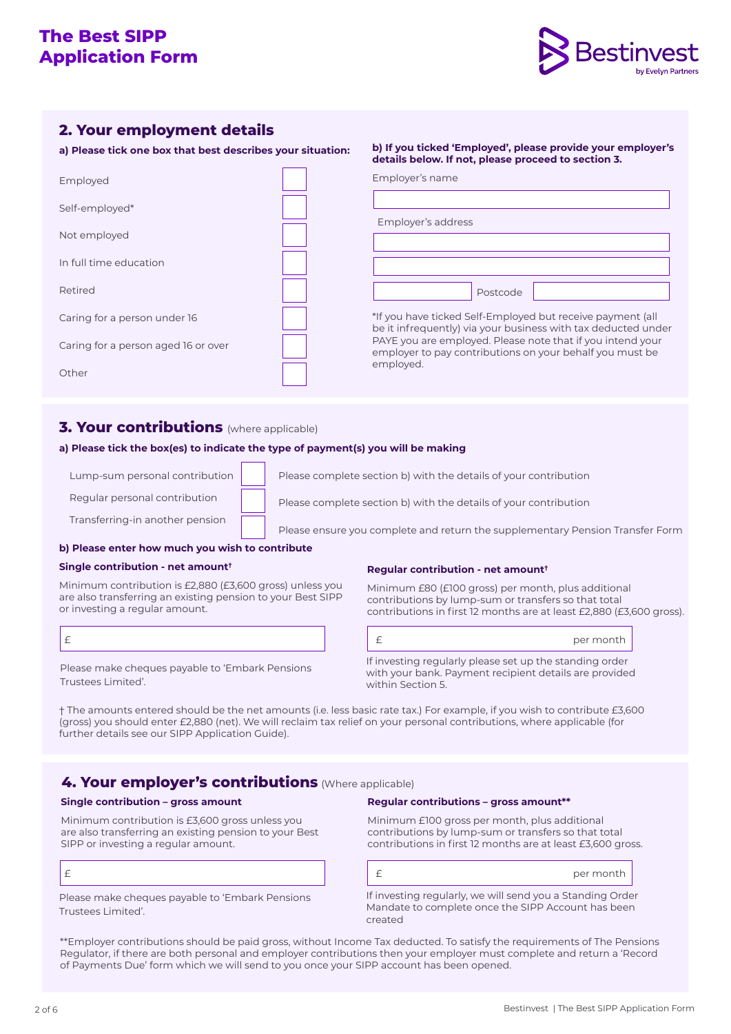# The Best SIPP Application Form

## 2. Your employment details

**a) Please tick one box that best describes your situation:**

- Employed ☐
- Self-employed* ☐
- Not employed ☐
- In full time education ☐
- Retired ☐
- Caring for a person under 16 ☐
- Caring for a person aged 16 or over ☐
- Other ☐

**b) If you ticked 'Employed', please provide your employer's details below. If not, please proceed to section 3.**

Employer's name

Employer's address

Postcode

*If you have ticked Self-Employed but receive payment (all be it infrequently) via your business with tax deducted under PAYE you are employed. Please note that if you intend your employer to pay contributions on your behalf you must be employed.

## 3. Your contributions (where applicable)

**a) Please tick the box(es) to indicate the type of payment(s) you will be making**

- Lump-sum personal contribution ☐ Please complete section b) with the details of your contribution
- Regular personal contribution ☐ Please complete section b) with the details of your contribution
- Transferring-in another pension ☐ Please ensure you complete and return the supplementary Pension Transfer Form

**b) Please enter how much you wish to contribute**

**Single contribution - net amount†**

Minimum contribution is £2,880 (£3,600 gross) unless you are also transferring an existing pension to your Best SIPP or investing a regular amount.

£

Please make cheques payable to 'Embark Pensions Trustees Limited'.

**Regular contribution - net amount†**

Minimum £80 (£100 gross) per month, plus additional contributions by lump-sum or transfers so that total contributions in first 12 months are at least £2,880 (£3,600 gross).

£ per month

If investing regularly please set up the standing order with your bank. Payment recipient details are provided within Section 5.

† The amounts entered should be the net amounts (i.e. less basic rate tax.) For example, if you wish to contribute £3,600 (gross) you should enter £2,880 (net). We will reclaim tax relief on your personal contributions, where applicable (for further details see our SIPP Application Guide).

## 4. Your employer's contributions (Where applicable)

**Single contribution – gross amount**

Minimum contribution is £3,600 gross unless you are also transferring an existing pension to your Best SIPP or investing a regular amount.

£

Please make cheques payable to 'Embark Pensions Trustees Limited'.

**Regular contributions – gross amount****

Minimum £100 gross per month, plus additional contributions by lump-sum or transfers so that total contributions in first 12 months are at least £3,600 gross.

£ per month

If investing regularly, we will send you a Standing Order Mandate to complete once the SIPP Account has been created

**Employer contributions should be paid gross, without Income Tax deducted. To satisfy the requirements of The Pensions Regulator, if there are both personal and employer contributions then your employer must complete and return a 'Record of Payments Due' form which we will send to you once your SIPP account has been opened.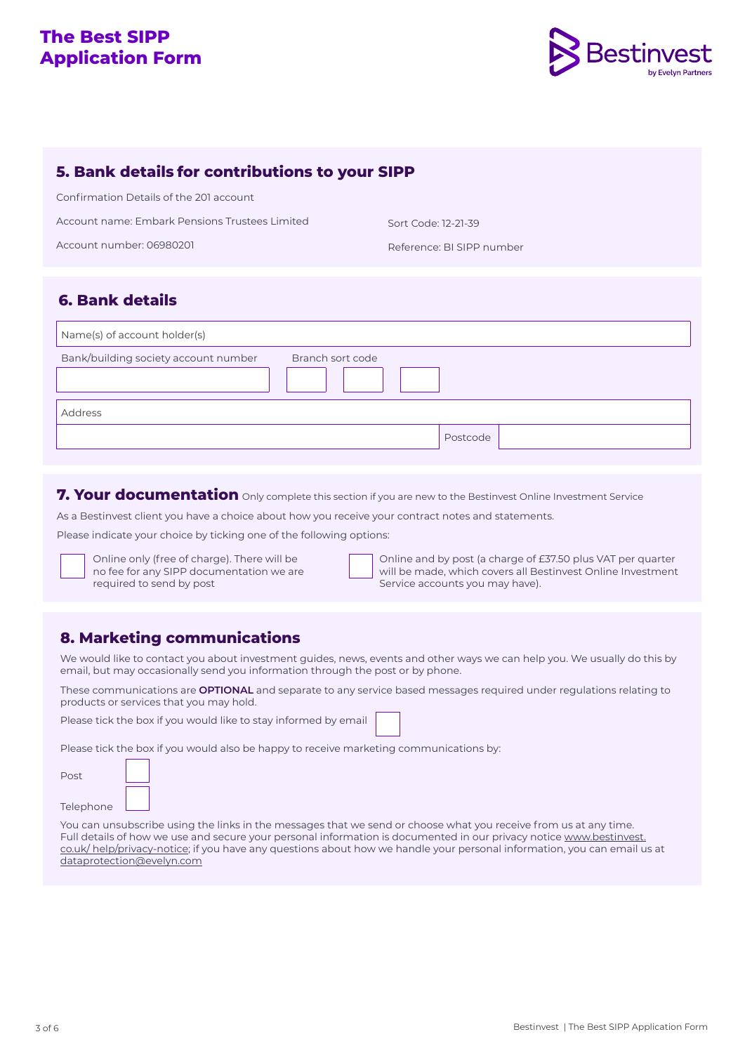# The Best SIPP Application Form

## 5. Bank details for contributions to your SIPP

Confirmation Details of the 201 account

Account name: Embark Pensions Trustees Limited

Account number: 06980201

Sort Code: 12-21-39

Reference: BI SIPP number

## 6. Bank details

Name(s) of account holder(s)

Bank/building society account number

Branch sort code

Address

Postcode

## 7. Your documentation

Only complete this section if you are new to the Bestinvest Online Investment Service

As a Bestinvest client you have a choice about how you receive your contract notes and statements.

Please indicate your choice by ticking one of the following options:

- ☐ Online only (free of charge). There will be no fee for any SIPP documentation we are required to send by post
- ☐ Online and by post (a charge of £37.50 plus VAT per quarter will be made, which covers all Bestinvest Online Investment Service accounts you may have).

## 8. Marketing communications

We would like to contact you about investment guides, news, events and other ways we can help you. We usually do this by email, but may occasionally send you information through the post or by phone.

These communications are **OPTIONAL** and separate to any service based messages required under regulations relating to products or services that you may hold.

Please tick the box if you would like to stay informed by email ☐

Please tick the box if you would also be happy to receive marketing communications by:

Post ☐

Telephone ☐

You can unsubscribe using the links in the messages that we send or choose what you receive from us at any time. Full details of how we use and secure your personal information is documented in our privacy notice www.bestinvest.co.uk/help/privacy-notice; if you have any questions about how we handle your personal information, you can email us at dataprotection@evelyn.com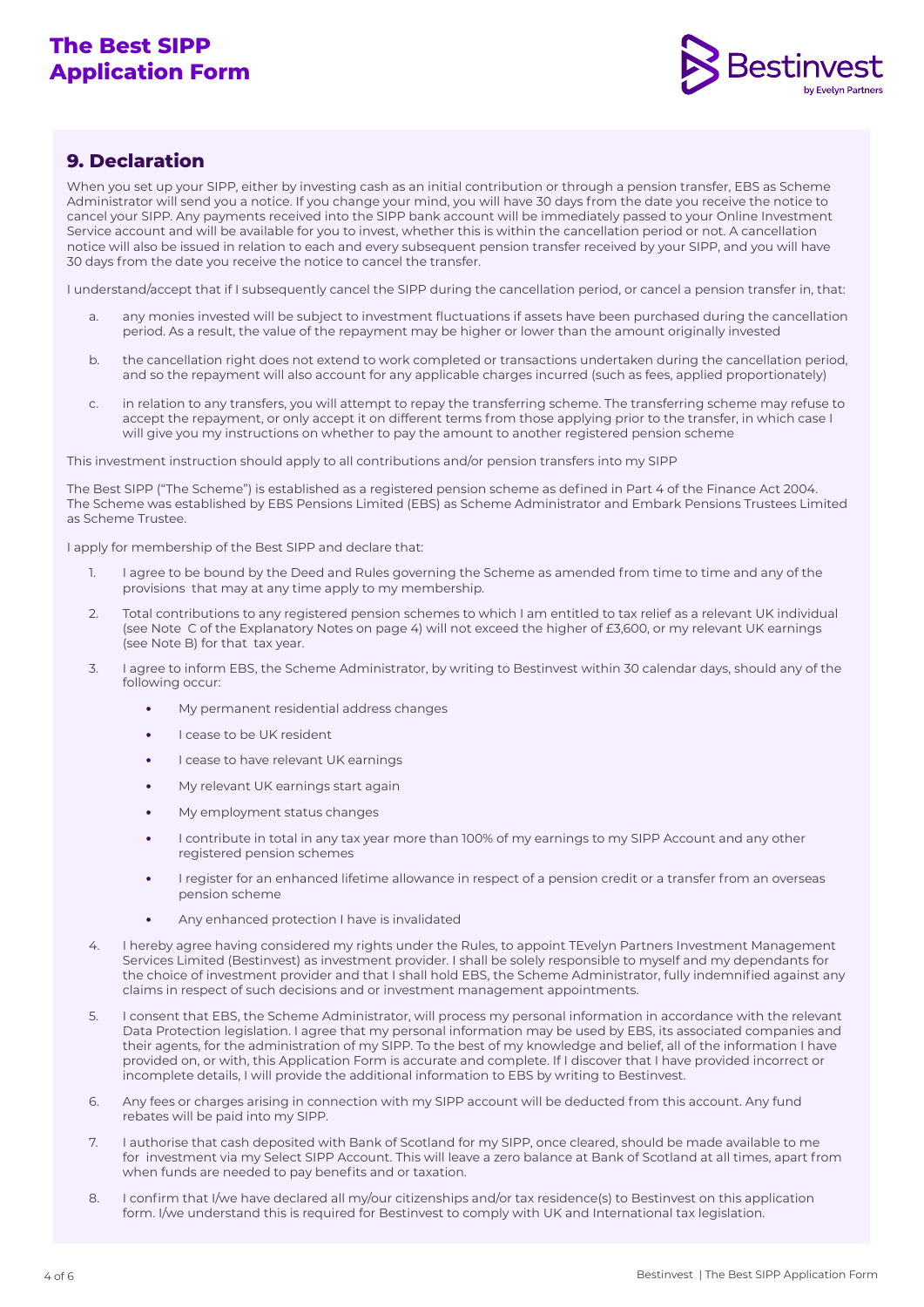# The Best SIPP Application Form

## 9. Declaration

When you set up your SIPP, either by investing cash as an initial contribution or through a pension transfer, EBS as Scheme Administrator will send you a notice. If you change your mind, you will have 30 days from the date you receive the notice to cancel your SIPP. Any payments received into the SIPP bank account will be immediately passed to your Online Investment Service account and will be available for you to invest, whether this is within the cancellation period or not. A cancellation notice will also be issued in relation to each and every subsequent pension transfer received by your SIPP, and you will have 30 days from the date you receive the notice to cancel the transfer.

I understand/accept that if I subsequently cancel the SIPP during the cancellation period, or cancel a pension transfer in, that:

a. any monies invested will be subject to investment fluctuations if assets have been purchased during the cancellation period. As a result, the value of the repayment may be higher or lower than the amount originally invested

b. the cancellation right does not extend to work completed or transactions undertaken during the cancellation period, and so the repayment will also account for any applicable charges incurred (such as fees, applied proportionately)

c. in relation to any transfers, you will attempt to repay the transferring scheme. The transferring scheme may refuse to accept the repayment, or only accept it on different terms from those applying prior to the transfer, in which case I will give you my instructions on whether to pay the amount to another registered pension scheme

This investment instruction should apply to all contributions and/or pension transfers into my SIPP

The Best SIPP ("The Scheme") is established as a registered pension scheme as defined in Part 4 of the Finance Act 2004. The Scheme was established by EBS Pensions Limited (EBS) as Scheme Administrator and Embark Pensions Trustees Limited as Scheme Trustee.

I apply for membership of the Best SIPP and declare that:

1. I agree to be bound by the Deed and Rules governing the Scheme as amended from time to time and any of the provisions that may at any time apply to my membership.
2. Total contributions to any registered pension schemes to which I am entitled to tax relief as a relevant UK individual (see Note C of the Explanatory Notes on page 4) will not exceed the higher of £3,600, or my relevant UK earnings (see Note B) for that tax year.
3. I agree to inform EBS, the Scheme Administrator, by writing to Bestinvest within 30 calendar days, should any of the following occur:
   - My permanent residential address changes
   - I cease to be UK resident
   - I cease to have relevant UK earnings
   - My relevant UK earnings start again
   - My employment status changes
   - I contribute in total in any tax year more than 100% of my earnings to my SIPP Account and any other registered pension schemes
   - I register for an enhanced lifetime allowance in respect of a pension credit or a transfer from an overseas pension scheme
   - Any enhanced protection I have is invalidated
4. I hereby agree having considered my rights under the Rules, to appoint TEvelyn Partners Investment Management Services Limited (Bestinvest) as investment provider. I shall be solely responsible to myself and my dependants for the choice of investment provider and that I shall hold EBS, the Scheme Administrator, fully indemnified against any claims in respect of such decisions and or investment management appointments.
5. I consent that EBS, the Scheme Administrator, will process my personal information in accordance with the relevant Data Protection legislation. I agree that my personal information may be used by EBS, its associated companies and their agents, for the administration of my SIPP. To the best of my knowledge and belief, all of the information I have provided on, or with, this Application Form is accurate and complete. If I discover that I have provided incorrect or incomplete details, I will provide the additional information to EBS by writing to Bestinvest.
6. Any fees or charges arising in connection with my SIPP account will be deducted from this account. Any fund rebates will be paid into my SIPP.
7. I authorise that cash deposited with Bank of Scotland for my SIPP, once cleared, should be made available to me for investment via my Select SIPP Account. This will leave a zero balance at Bank of Scotland at all times, apart from when funds are needed to pay benefits and or taxation.
8. I confirm that I/we have declared all my/our citizenships and/or tax residence(s) to Bestinvest on this application form. I/we understand this is required for Bestinvest to comply with UK and International tax legislation.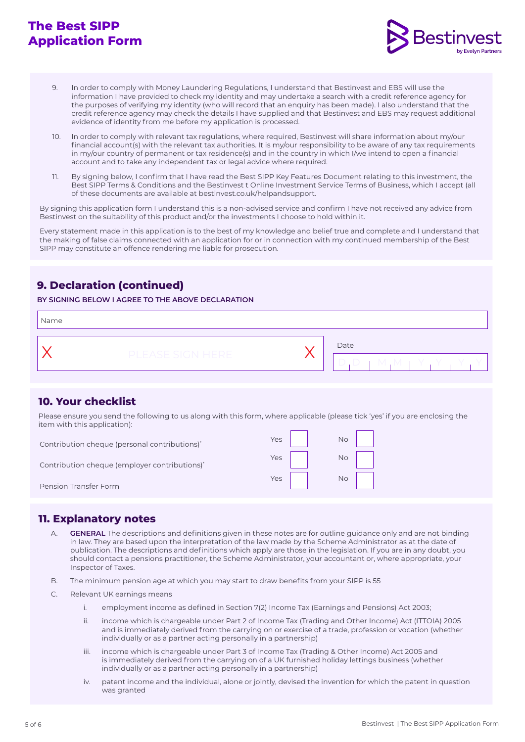# The Best SIPP Application Form

9. In order to comply with Money Laundering Regulations, I understand that Bestinvest and EBS will use the information I have provided to check my identity and may undertake a search with a credit reference agency for the purposes of verifying my identity (who will record that an enquiry has been made). I also understand that the credit reference agency may check the details I have supplied and that Bestinvest and EBS may request additional evidence of identity from me before my application is processed.

10. In order to comply with relevant tax regulations, where required, Bestinvest will share information about my/our financial account(s) with the relevant tax authorities. It is my/our responsibility to be aware of any tax requirements in my/our country of permanent or tax residence(s) and in the country in which I/we intend to open a financial account and to take any independent tax or legal advice where required.

11. By signing below, I confirm that I have read the Best SIPP Key Features Document relating to this investment, the Best SIPP Terms & Conditions and the Bestinvest t Online Investment Service Terms of Business, which I accept (all of these documents are available at bestinvest.co.uk/helpandsupport.

By signing this application form I understand this is a non-advised service and confirm I have not received any advice from Bestinvest on the suitability of this product and/or the investments I choose to hold within it.

Every statement made in this application is to the best of my knowledge and belief true and complete and I understand that the making of false claims connected with an application for or in connection with my continued membership of the Best SIPP may constitute an offence rendering me liable for prosecution.

## 9. Declaration (continued)

**BY SIGNING BELOW I AGREE TO THE ABOVE DECLARATION**

Name

X PLEASE SIGN HERE X

Date D D | M M | Y Y Y Y

## 10. Your checklist

Please ensure you send the following to us along with this form, where applicable (please tick 'yes' if you are enclosing the item with this application):

| Item | Yes | No |
|---|---|---|
| Contribution cheque (personal contributions)* | ☐ | ☐ |
| Contribution cheque (employer contributions)* | ☐ | ☐ |
| Pension Transfer Form | ☐ | ☐ |

## 11. Explanatory notes

A. **GENERAL** The descriptions and definitions given in these notes are for outline guidance only and are not binding in law. They are based upon the interpretation of the law made by the Scheme Administrator as at the date of publication. The descriptions and definitions which apply are those in the legislation. If you are in any doubt, you should contact a pensions practitioner, the Scheme Administrator, your accountant or, where appropriate, your Inspector of Taxes.

B. The minimum pension age at which you may start to draw benefits from your SIPP is 55

C. Relevant UK earnings means

   i. employment income as defined in Section 7(2) Income Tax (Earnings and Pensions) Act 2003;

   ii. income which is chargeable under Part 2 of Income Tax (Trading and Other Income) Act (ITTOIA) 2005 and is immediately derived from the carrying on or exercise of a trade, profession or vocation (whether individually or as a partner acting personally in a partnership)

   iii. income which is chargeable under Part 3 of Income Tax (Trading & Other Income) Act 2005 and is immediately derived from the carrying on of a UK furnished holiday lettings business (whether individually or as a partner acting personally in a partnership)

   iv. patent income and the individual, alone or jointly, devised the invention for which the patent in question was granted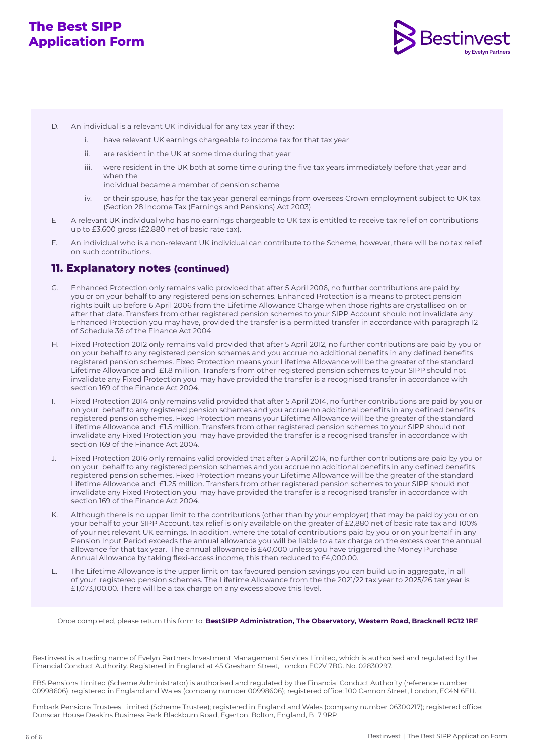D. An individual is a relevant UK individual for any tax year if they:

   i. have relevant UK earnings chargeable to income tax for that tax year

   ii. are resident in the UK at some time during that year

   iii. were resident in the UK both at some time during the five tax years immediately before that year and when the individual became a member of pension scheme

   iv. or their spouse, has for the tax year general earnings from overseas Crown employment subject to UK tax (Section 28 Income Tax (Earnings and Pensions) Act 2003)

E A relevant UK individual who has no earnings chargeable to UK tax is entitled to receive tax relief on contributions up to £3,600 gross (£2,880 net of basic rate tax).

F. An individual who is a non-relevant UK individual can contribute to the Scheme, however, there will be no tax relief on such contributions.

## 11. Explanatory notes **(continued)**

G. Enhanced Protection only remains valid provided that after 5 April 2006, no further contributions are paid by you or on your behalf to any registered pension schemes. Enhanced Protection is a means to protect pension rights built up before 6 April 2006 from the Lifetime Allowance Charge when those rights are crystallised on or after that date. Transfers from other registered pension schemes to your SIPP Account should not invalidate any Enhanced Protection you may have, provided the transfer is a permitted transfer in accordance with paragraph 12 of Schedule 36 of the Finance Act 2004

H. Fixed Protection 2012 only remains valid provided that after 5 April 2012, no further contributions are paid by you or on your behalf to any registered pension schemes and you accrue no additional benefits in any defined benefits registered pension schemes. Fixed Protection means your Lifetime Allowance will be the greater of the standard Lifetime Allowance and £1.8 million. Transfers from other registered pension schemes to your SIPP should not invalidate any Fixed Protection you may have provided the transfer is a recognised transfer in accordance with section 169 of the Finance Act 2004.

I. Fixed Protection 2014 only remains valid provided that after 5 April 2014, no further contributions are paid by you or on your behalf to any registered pension schemes and you accrue no additional benefits in any defined benefits registered pension schemes. Fixed Protection means your Lifetime Allowance will be the greater of the standard Lifetime Allowance and £1.5 million. Transfers from other registered pension schemes to your SIPP should not invalidate any Fixed Protection you may have provided the transfer is a recognised transfer in accordance with section 169 of the Finance Act 2004.

J. Fixed Protection 2016 only remains valid provided that after 5 April 2014, no further contributions are paid by you or on your behalf to any registered pension schemes and you accrue no additional benefits in any defined benefits registered pension schemes. Fixed Protection means your Lifetime Allowance will be the greater of the standard Lifetime Allowance and £1.25 million. Transfers from other registered pension schemes to your SIPP should not invalidate any Fixed Protection you may have provided the transfer is a recognised transfer in accordance with section 169 of the Finance Act 2004.

K. Although there is no upper limit to the contributions (other than by your employer) that may be paid by you or on your behalf to your SIPP Account, tax relief is only available on the greater of £2,880 net of basic rate tax and 100% of your net relevant UK earnings. In addition, where the total of contributions paid by you or on your behalf in any Pension Input Period exceeds the annual allowance you will be liable to a tax charge on the excess over the annual allowance for that tax year. The annual allowance is £40,000 unless you have triggered the Money Purchase Annual Allowance by taking flexi-access income, this then reduced to £4,000.00.

L. The Lifetime Allowance is the upper limit on tax favoured pension savings you can build up in aggregate, in all of your registered pension schemes. The Lifetime Allowance from the the 2021/22 tax year to 2025/26 tax year is £1,073,100.00. There will be a tax charge on any excess above this level.

Once completed, please return this form to: **BestSIPP Administration, The Observatory, Western Road, Bracknell RG12 1RF**

Bestinvest is a trading name of Evelyn Partners Investment Management Services Limited, which is authorised and regulated by the Financial Conduct Authority. Registered in England at 45 Gresham Street, London EC2V 7BG. No. 02830297.

EBS Pensions Limited (Scheme Administrator) is authorised and regulated by the Financial Conduct Authority (reference number 00998606); registered in England and Wales (company number 00998606); registered office: 100 Cannon Street, London, EC4N 6EU.

Embark Pensions Trustees Limited (Scheme Trustee); registered in England and Wales (company number 06300217); registered office: Dunscar House Deakins Business Park Blackburn Road, Egerton, Bolton, England, BL7 9RP